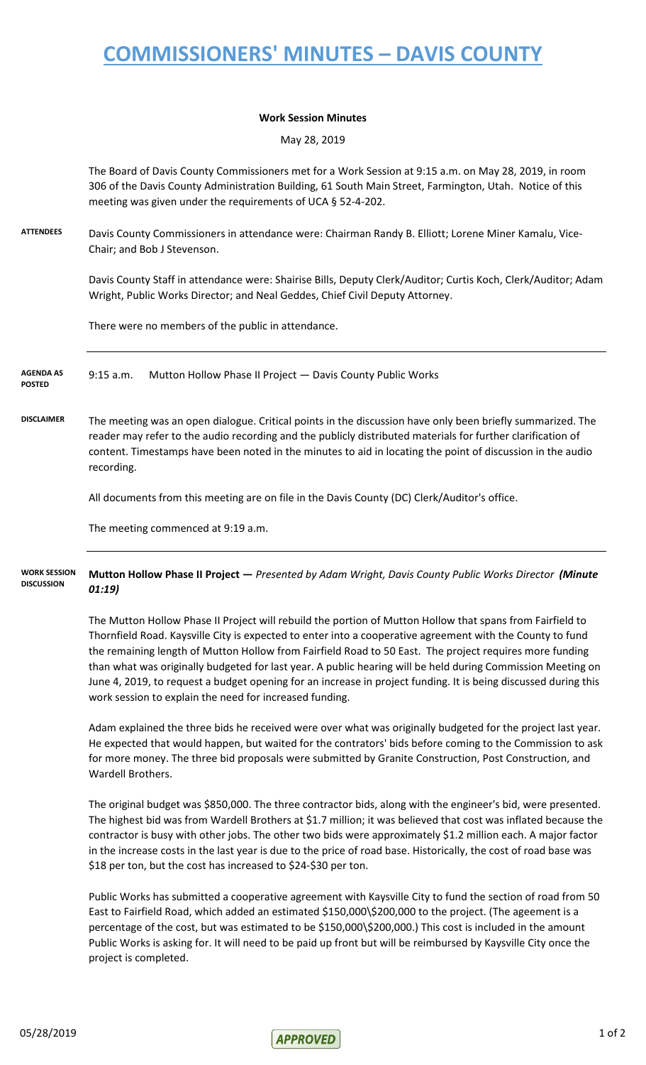# COMMISSIONERS' MINUTES – DAVIS COUNTY

**Work Session Minutes**

May 28, 2019

The Board of Davis County Commissioners met for a Work Session at 9:15 a.m. on May 28, 2019, in room 306 of the Davis County Administration Building, 61 South Main Street, Farmington, Utah. Notice of this meeting was given under the requirements of UCA § 52-4-202.

**ATTENDEES**

Davis County Commissioners in attendance were: Chairman Randy B. Elliott; Lorene Miner Kamalu, Vice-Chair; and Bob J Stevenson.

Davis County Staff in attendance were: Shairise Bills, Deputy Clerk/Auditor; Curtis Koch, Clerk/Auditor; Adam Wright, Public Works Director; and Neal Geddes, Chief Civil Deputy Attorney.

There were no members of the public in attendance.

**AGENDA AS POSTED**

9:15 a.m. Mutton Hollow Phase II Project — Davis County Public Works

**DISCLAIMER**

The meeting was an open dialogue. Critical points in the discussion have only been briefly summarized. The reader may refer to the audio recording and the publicly distributed materials for further clarification of content. Timestamps have been noted in the minutes to aid in locating the point of discussion in the audio recording.

All documents from this meeting are on file in the Davis County (DC) Clerk/Auditor's office.

The meeting commenced at 9:19 a.m.

**WORK SESSION DISCUSSION**

**Mutton Hollow Phase II Project —** *Presented by Adam Wright, Davis County Public Works Director* ***(Minute 01:19)***

The Mutton Hollow Phase II Project will rebuild the portion of Mutton Hollow that spans from Fairfield to Thornfield Road. Kaysville City is expected to enter into a cooperative agreement with the County to fund the remaining length of Mutton Hollow from Fairfield Road to 50 East. The project requires more funding than what was originally budgeted for last year. A public hearing will be held during Commission Meeting on June 4, 2019, to request a budget opening for an increase in project funding. It is being discussed during this work session to explain the need for increased funding.

Adam explained the three bids he received were over what was originally budgeted for the project last year. He expected that would happen, but waited for the contrators' bids before coming to the Commission to ask for more money. The three bid proposals were submitted by Granite Construction, Post Construction, and Wardell Brothers.

The original budget was $850,000. The three contractor bids, along with the engineer's bid, were presented. The highest bid was from Wardell Brothers at $1.7 million; it was believed that cost was inflated because the contractor is busy with other jobs. The other two bids were approximately $1.2 million each. A major factor in the increase costs in the last year is due to the price of road base. Historically, the cost of road base was $18 per ton, but the cost has increased to $24-$30 per ton.

Public Works has submitted a cooperative agreement with Kaysville City to fund the section of road from 50 East to Fairfield Road, which added an estimated $150,000\$200,000 to the project. (The ageement is a percentage of the cost, but was estimated to be $150,000\$200,000.) This cost is included in the amount Public Works is asking for. It will need to be paid up front but will be reimbursed by Kaysville City once the project is completed.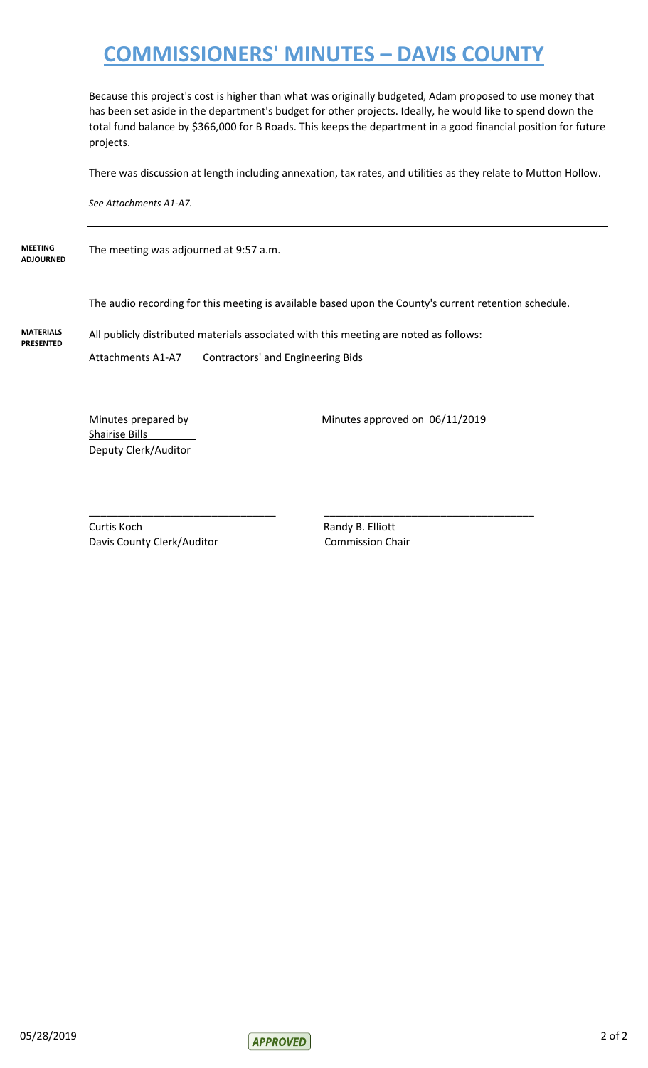# COMMISSIONERS' MINUTES – DAVIS COUNTY

Because this project's cost is higher than what was originally budgeted, Adam proposed to use money that has been set aside in the department's budget for other projects. Ideally, he would like to spend down the total fund balance by $366,000 for B Roads. This keeps the department in a good financial position for future projects.

There was discussion at length including annexation, tax rates, and utilities as they relate to Mutton Hollow.

*See Attachments A1-A7.*

---

**MEETING ADJOURNED**

The meeting was adjourned at 9:57 a.m.

The audio recording for this meeting is available based upon the County's current retention schedule.

**MATERIALS PRESENTED**

All publicly distributed materials associated with this meeting are noted as follows:

Attachments A1-A7 Contractors' and Engineering Bids

Minutes prepared by
Shairise Bills
Deputy Clerk/Auditor

Minutes approved on 06/11/2019

\_\_\_\_\_\_\_\_\_\_\_\_\_\_\_\_\_\_\_\_\_\_\_\_\_\_\_\_\_\_\_\_
Curtis Koch
Davis County Clerk/Auditor

\_\_\_\_\_\_\_\_\_\_\_\_\_\_\_\_\_\_\_\_\_\_\_\_\_\_\_\_\_\_\_\_
Randy B. Elliott
Commission Chair

05/28/2019

APPROVED